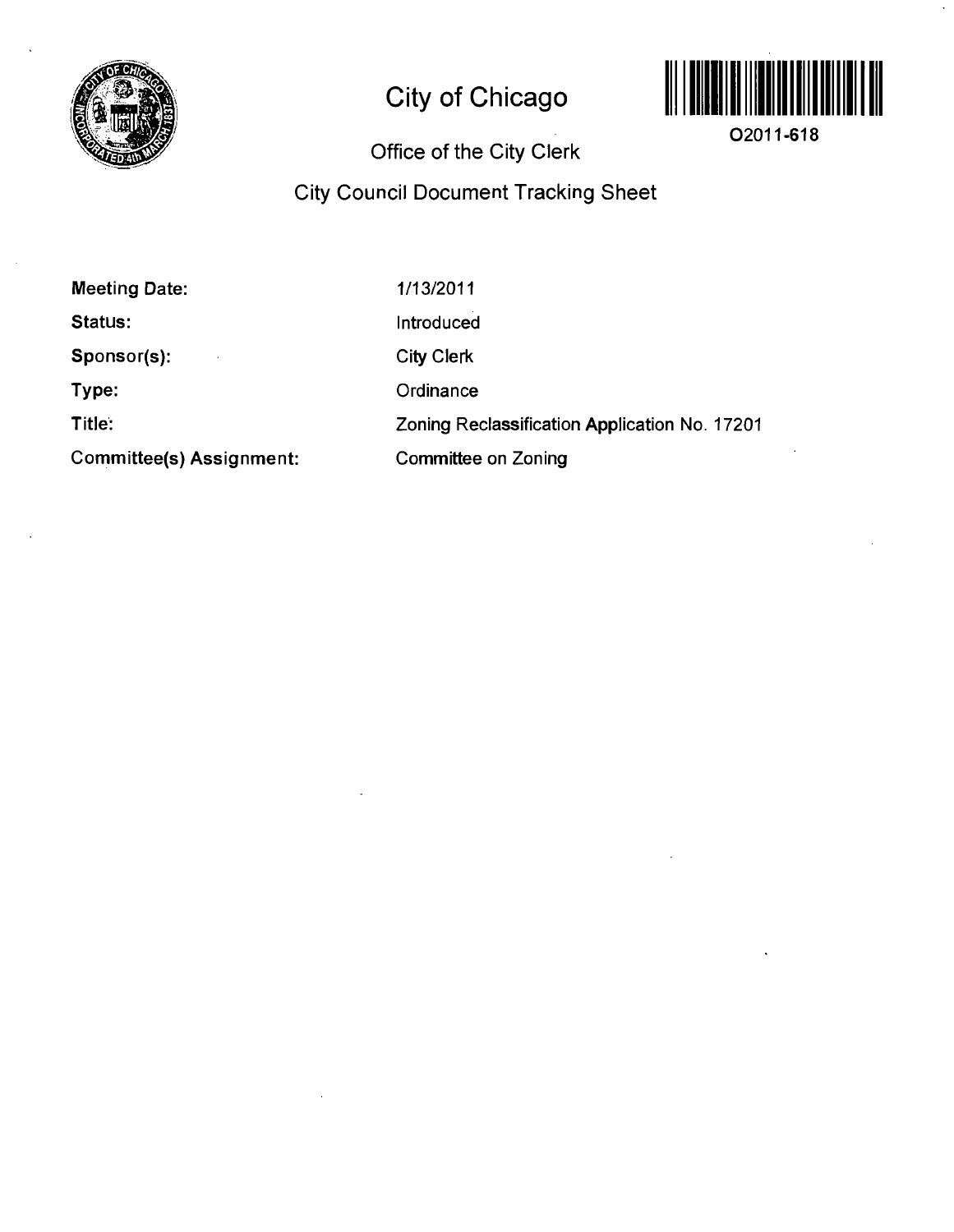# City of Chicago

O2011-618

## Office of the City Clerk

## City Council Document Tracking Sheet

| | |
|---|---|
| **Meeting Date:** | 1/13/2011 |
| **Status:** | Introduced |
| **Sponsor(s):** | City Clerk |
| **Type:** | Ordinance |
| **Title:** | Zoning Reclassification Application No. 17201 |
| **Committee(s) Assignment:** | Committee on Zoning |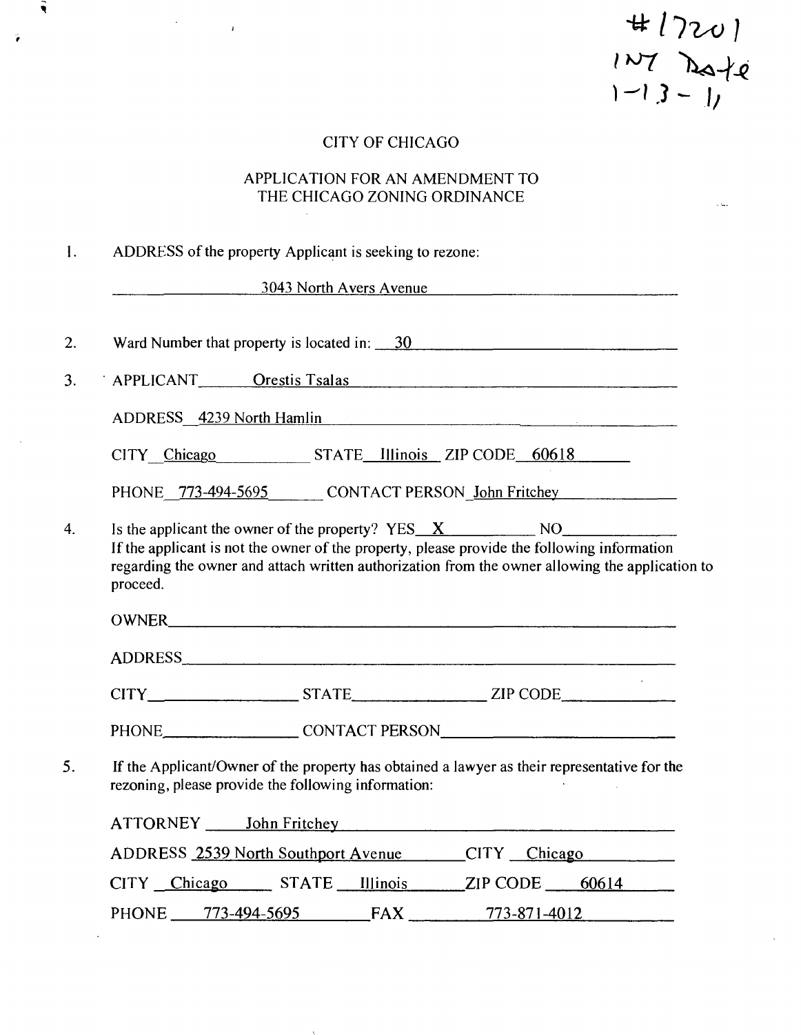#17201
INT Date
1-13-11

CITY OF CHICAGO

APPLICATION FOR AN AMENDMENT TO
THE CHICAGO ZONING ORDINANCE

1. ADDRESS of the property Applicant is seeking to rezone:

   3043 North Avers Avenue

2. Ward Number that property is located in: 30

3. APPLICANT Orestis Tsalas

   ADDRESS 4239 North Hamlin

   CITY Chicago STATE Illinois ZIP CODE 60618

   PHONE 773-494-5695 CONTACT PERSON John Fritchey

4. Is the applicant the owner of the property? YES X NO ______

   If the applicant is not the owner of the property, please provide the following information regarding the owner and attach written authorization from the owner allowing the application to proceed.

   OWNER ______

   ADDRESS ______

   CITY ______ STATE ______ ZIP CODE ______

   PHONE ______ CONTACT PERSON ______

5. If the Applicant/Owner of the property has obtained a lawyer as their representative for the rezoning, please provide the following information:

   ATTORNEY John Fritchey

   ADDRESS 2539 North Southport Avenue CITY Chicago

   CITY Chicago STATE Illinois ZIP CODE 60614

   PHONE 773-494-5695 FAX 773-871-4012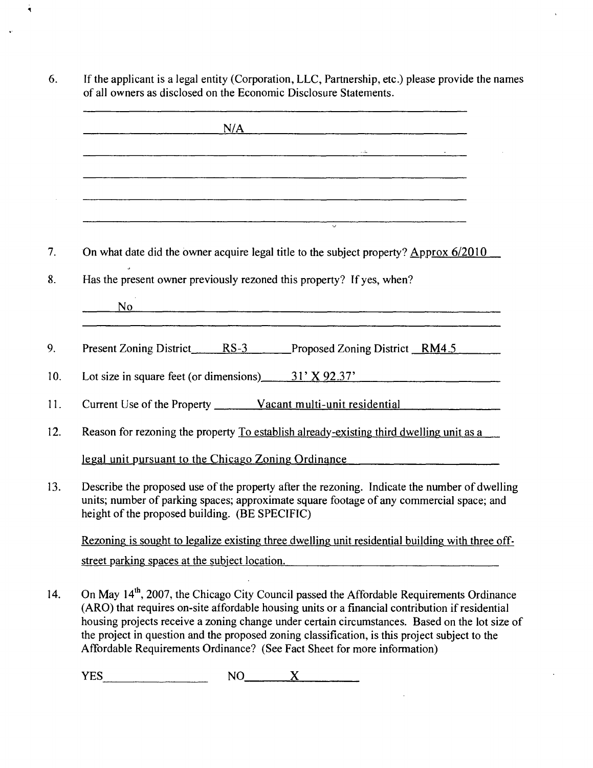6. If the applicant is a legal entity (Corporation, LLC, Partnership, etc.) please provide the names of all owners as disclosed on the Economic Disclosure Statements.

N/A

7. On what date did the owner acquire legal title to the subject property? Approx 6/2010

8. Has the present owner previously rezoned this property? If yes, when?

No

9. Present Zoning District RS-3 Proposed Zoning District RM4.5

10. Lot size in square feet (or dimensions) 31' X 92.37'

11. Current Use of the Property Vacant multi-unit residential

12. Reason for rezoning the property To establish already-existing third dwelling unit as a legal unit pursuant to the Chicago Zoning Ordinance

13. Describe the proposed use of the property after the rezoning. Indicate the number of dwelling units; number of parking spaces; approximate square footage of any commercial space; and height of the proposed building. (BE SPECIFIC)

Rezoning is sought to legalize existing three dwelling unit residential building with three off-street parking spaces at the subject location.

14. On May 14th, 2007, the Chicago City Council passed the Affordable Requirements Ordinance (ARO) that requires on-site affordable housing units or a financial contribution if residential housing projects receive a zoning change under certain circumstances. Based on the lot size of the project in question and the proposed zoning classification, is this project subject to the Affordable Requirements Ordinance? (See Fact Sheet for more information)

YES \_\_\_\_\_\_\_\_ NO X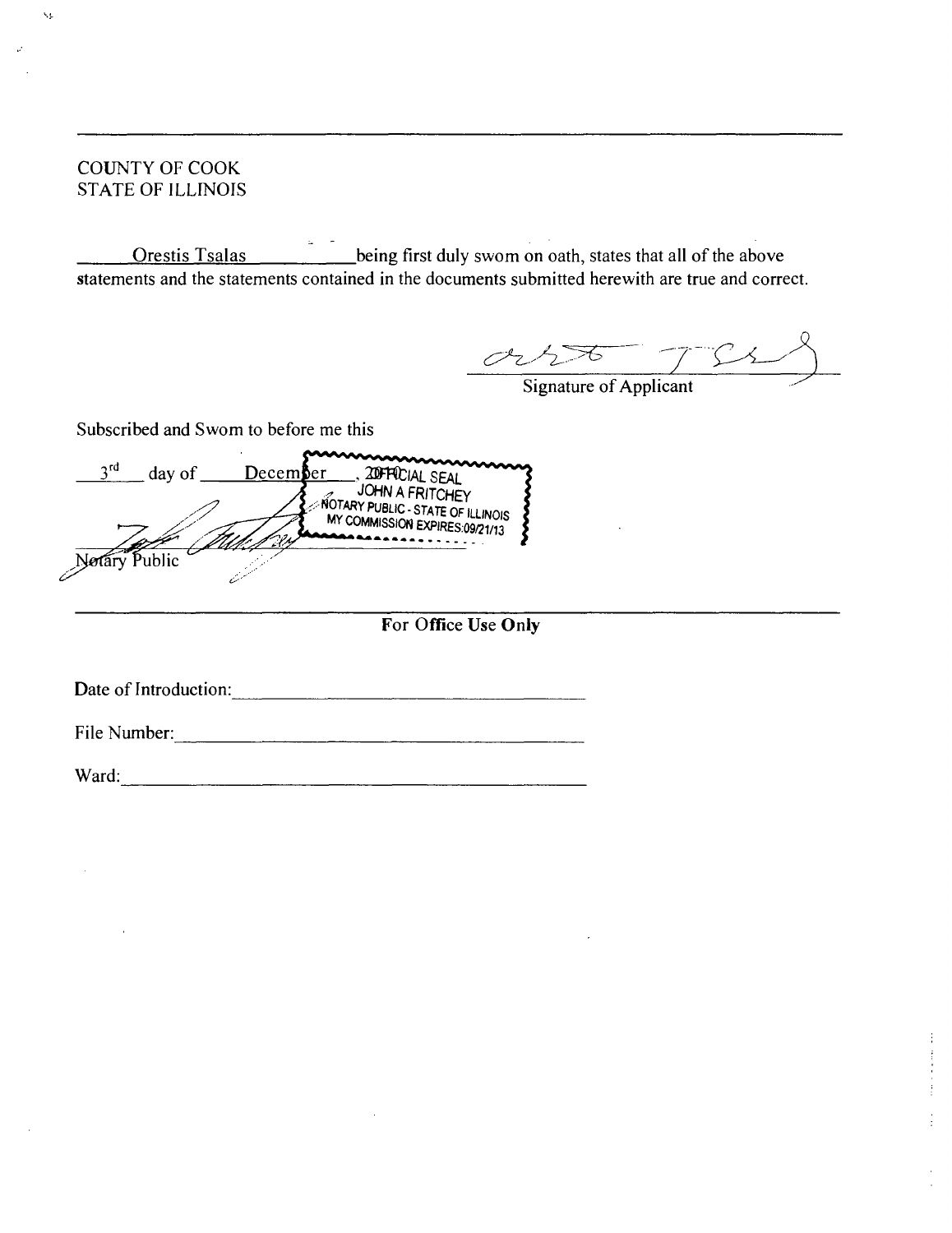COUNTY OF COOK
STATE OF ILLINOIS

Orestis Tsalas being first duly sworn on oath, states that all of the above statements and the statements contained in the documents submitted herewith are true and correct.

Signature of Applicant

Subscribed and Sworn to before me this

3rd day of December, 20

OFFICIAL SEAL
JOHN A FRITCHEY
NOTARY PUBLIC - STATE OF ILLINOIS
MY COMMISSION EXPIRES:09/21/13

Notary Public

---

**For Office Use Only**

Date of Introduction: ______________________

File Number: ______________________

Ward: ______________________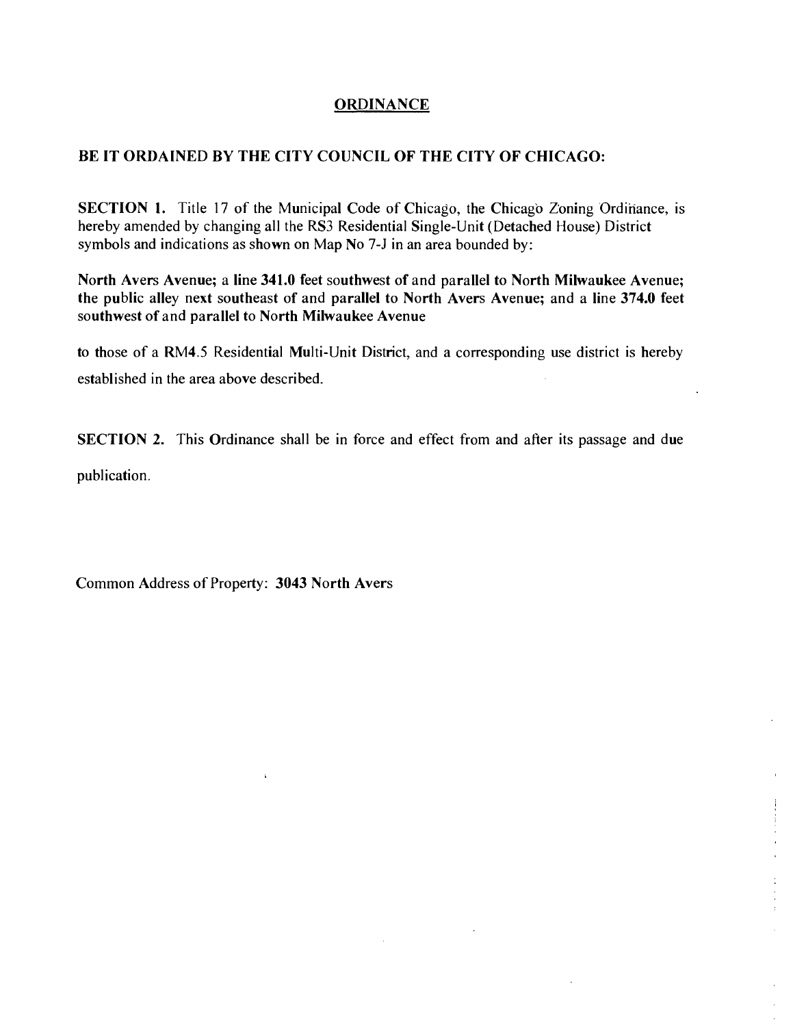# ORDINANCE

**BE IT ORDAINED BY THE CITY COUNCIL OF THE CITY OF CHICAGO:**

**SECTION 1.** Title 17 of the Municipal Code of Chicago, the Chicago Zoning Ordinance, is hereby amended by changing all the RS3 Residential Single-Unit (Detached House) District symbols and indications as shown on Map No 7-J in an area bounded by:

**North Avers Avenue; a line 341.0 feet southwest of and parallel to North Milwaukee Avenue; the public alley next southeast of and parallel to North Avers Avenue; and a line 374.0 feet southwest of and parallel to North Milwaukee Avenue**

to those of a RM4.5 Residential Multi-Unit District, and a corresponding use district is hereby established in the area above described.

**SECTION 2.** This Ordinance shall be in force and effect from and after its passage and due publication.

Common Address of Property: **3043 North Avers**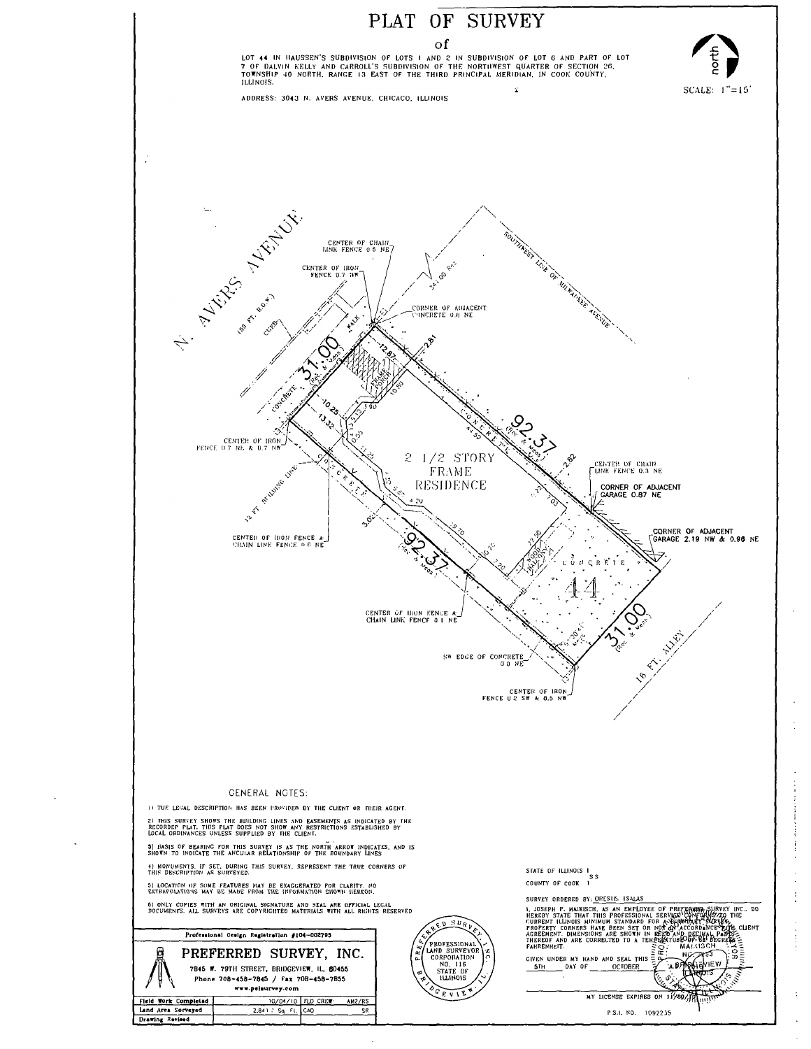# PLAT OF SURVEY

of

LOT 44 IN HAUSSEN'S SUBDIVISION OF LOTS 1 AND 2 IN SUBDIVISION OF LOT 6 AND PART OF LOT 7 OF DALVIN KELLY AND CARROLL'S SUBDIVISION OF THE NORTHWEST QUARTER OF SECTION 26, TOWNSHIP 40 NORTH, RANGE 13 EAST OF THE THIRD PRINCIPAL MERIDIAN, IN COOK COUNTY, ILLINOIS.

ADDRESS: 3043 N. AVERS AVENUE, CHICAGO, ILLINOIS

north

SCALE: 1"=15'

N. AVERS AVENUE (66 FT. R.O.W.)

CURB

WALK

CONCRETE

CENTER OF CHAIN LINK FENCE 0.5 NE

CENTER OF IRON FENCE 0.7 NW

141.00 Rec.

SOUTHWEST LINE OF MILWAUKEE AVENUE

CORNER OF ADJACENT CONCRETE 0.8 NE

31.00 (Rec. & Meas.)

12.87

2.81

FRAME PORCH

10.80

5.90

10.25

13.32

9.53

92.37 (Rec. & Meas.)

CONCRETE

14.50

CENTER OF IRON FENCE 0.7 NE & 0.7 NW

12 FT. BUILDING LINE

2 1/2 STORY FRAME RESIDENCE

2.82

CENTER OF CHAIN LINK FENCE 0.3 NE

CORNER OF ADJACENT GARAGE 0.87 NE

CORNER OF ADJACENT GARAGE 2.19 NW & 0.96 NE

11.25

4.20

3.05

CONCRETE

CENTER OF IRON FENCE & CHAIN LINK FENCE 0.0 NE

19.70

22.50

ROOF BALCONY

7.03

92.37 (Rec. & Meas.)

CONCRETE

44

CENTER OF IRON FENCE & CHAIN LINK FENCE 0.1 NE

31.00 (Rec. & Meas.)

16 FT. ALLEY

SW EDGE OF CONCRETE 0.0 NE

CENTER OF IRON FENCE 0.2 SW & 0.5 NW

## GENERAL NOTES:

1) THE LEGAL DESCRIPTION HAS BEEN PROVIDED BY THE CLIENT OR THEIR AGENT.

2) THIS SURVEY SHOWS THE BUILDING LINES AND EASEMENTS AS INDICATED BY THE RECORDED PLAT. THIS PLAT DOES NOT SHOW ANY RESTRICTIONS ESTABLISHED BY LOCAL ORDINANCES UNLESS SUPPLIED BY THE CLIENT.

3) BASIS OF BEARING FOR THIS SURVEY IS AS THE NORTH ARROW INDICATES, AND IS SHOWN TO INDICATE THE ANGULAR RELATIONSHIP OF THE BOUNDARY LINES

4) MONUMENTS, IF SET, DURING THIS SURVEY, REPRESENT THE TRUE CORNERS OF THIS DESCRIPTION AS SURVEYED.

5) LOCATION OF SOME FEATURES MAY BE EXAGGERATED FOR CLARITY. NO EXTRAPOLATIONS MAY BE MADE FROM THE INFORMATION SHOWN HEREON.

6) ONLY COPIES WITH AN ORIGINAL SIGNATURE AND SEAL ARE OFFICIAL LEGAL DOCUMENTS. ALL SURVEYS ARE COPYRIGHTED MATERIALS WITH ALL RIGHTS RESERVED

Professional Design Registration #184-002795

**PREFERRED SURVEY, INC.**

7845 W. 79TH STREET, BRIDGEVIEW, IL 60455
Phone 708-458-7845 / Fax 708-458-7855
www.psisurvey.com

| Field Work Completed | 10/04/10 | FLD CREW | AM2/RS |
|---|---|---|---|
| Land Area Surveyed | 2,841 ± Sq. Ft. | CAD | SR |
| Drawing Revised | | | |

PREFERRED SURVEY, INC. — PROFESSIONAL LAND SURVEYOR CORPORATION NO. 116 STATE OF ILLINOIS — BRIDGEVIEW, IL

STATE OF ILLINOIS )
SS
COUNTY OF COOK )

SURVEY ORDERED BY: ORESTIS ISALAS

I, JOSEPH P. MAIKISCH, AS AN EMPLOYEE OF PREFERRED SURVEY INC., DO HEREBY STATE THAT THIS PROFESSIONAL SERVICE CONFORMS TO THE CURRENT ILLINOIS MINIMUM STANDARD FOR A BOUNDARY SURVEY. PROPERTY CORNERS HAVE BEEN SET OR NOT SET ACCORDANCE WITH CLIENT AGREEMENT. DIMENSIONS ARE SHOWN IN FEET AND DECIMAL PARTS THEREOF AND ARE CORRECTED TO A TEMPERATURE OF 68 DEGREES FAHRENHEIT.

GIVEN UNDER MY HAND AND SEAL THIS 5TH DAY OF OCTOBER

MY LICENSE EXPIRES ON 11/30/

P.S.L. NO. 1092235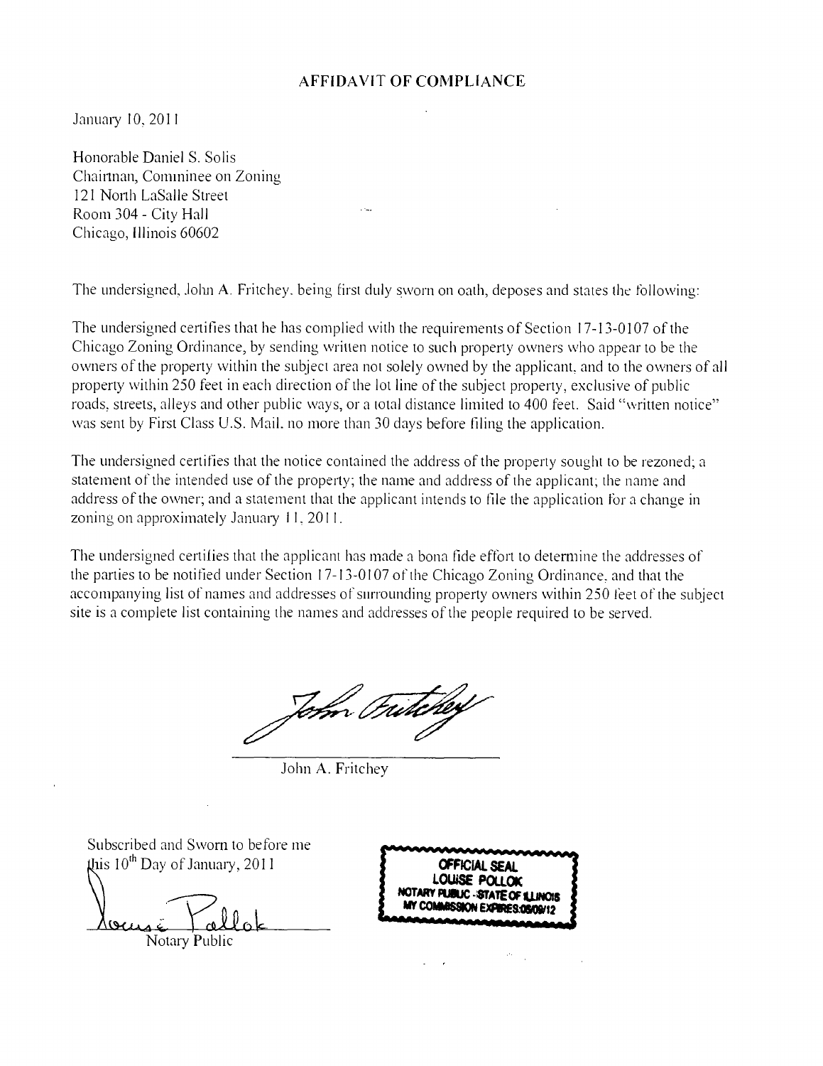## AFFIDAVIT OF COMPLIANCE

January 10, 2011

Honorable Daniel S. Solis
Chairman, Committee on Zoning
121 North LaSalle Street
Room 304 - City Hall
Chicago, Illinois 60602

The undersigned, John A. Fritchey, being first duly sworn on oath, deposes and states the following:

The undersigned certifies that he has complied with the requirements of Section 17-13-0107 of the Chicago Zoning Ordinance, by sending written notice to such property owners who appear to be the owners of the property within the subject area not solely owned by the applicant, and to the owners of all property within 250 feet in each direction of the lot line of the subject property, exclusive of public roads, streets, alleys and other public ways, or a total distance limited to 400 feet. Said "written notice" was sent by First Class U.S. Mail, no more than 30 days before filing the application.

The undersigned certifies that the notice contained the address of the property sought to be rezoned; a statement of the intended use of the property; the name and address of the applicant; the name and address of the owner; and a statement that the applicant intends to file the application for a change in zoning on approximately January 11, 2011.

The undersigned certifies that the applicant has made a bona fide effort to determine the addresses of the parties to be notified under Section 17-13-0107 of the Chicago Zoning Ordinance, and that the accompanying list of names and addresses of surrounding property owners within 250 feet of the subject site is a complete list containing the names and addresses of the people required to be served.

John Fritchey

John A. Fritchey

Subscribed and Sworn to before me
this 10th Day of January, 2011

Louise Pollok
Notary Public

OFFICIAL SEAL
LOUISE POLLOK
NOTARY PUBLIC - STATE OF ILLINOIS
MY COMMISSION EXPIRES:05/09/12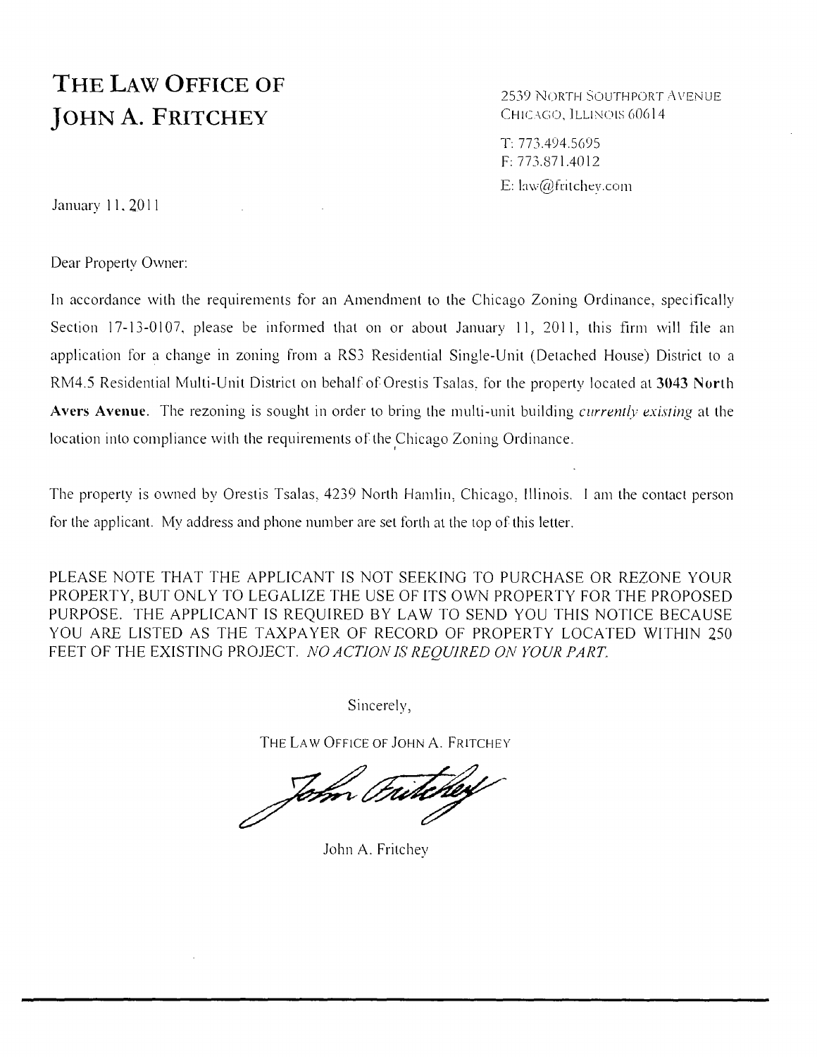# THE LAW OFFICE OF JOHN A. FRITCHEY

2539 NORTH SOUTHPORT AVENUE
CHICAGO, ILLINOIS 60614

T: 773.494.5695
F: 773.871.4012
E: law@fritchey.com

January 11, 2011

Dear Property Owner:

In accordance with the requirements for an Amendment to the Chicago Zoning Ordinance, specifically Section 17-13-0107, please be informed that on or about January 11, 2011, this firm will file an application for a change in zoning from a RS3 Residential Single-Unit (Detached House) District to a RM4.5 Residential Multi-Unit District on behalf of Orestis Tsalas, for the property located at **3043 North Avers Avenue**. The rezoning is sought in order to bring the multi-unit building *currently existing* at the location into compliance with the requirements of the Chicago Zoning Ordinance.

The property is owned by Orestis Tsalas, 4239 North Hamlin, Chicago, Illinois. I am the contact person for the applicant. My address and phone number are set forth at the top of this letter.

PLEASE NOTE THAT THE APPLICANT IS NOT SEEKING TO PURCHASE OR REZONE YOUR PROPERTY, BUT ONLY TO LEGALIZE THE USE OF ITS OWN PROPERTY FOR THE PROPOSED PURPOSE. THE APPLICANT IS REQUIRED BY LAW TO SEND YOU THIS NOTICE BECAUSE YOU ARE LISTED AS THE TAXPAYER OF RECORD OF PROPERTY LOCATED WITHIN 250 FEET OF THE EXISTING PROJECT. *NO ACTION IS REQUIRED ON YOUR PART.*

Sincerely,

THE LAW OFFICE OF JOHN A. FRITCHEY

John A. Fritchey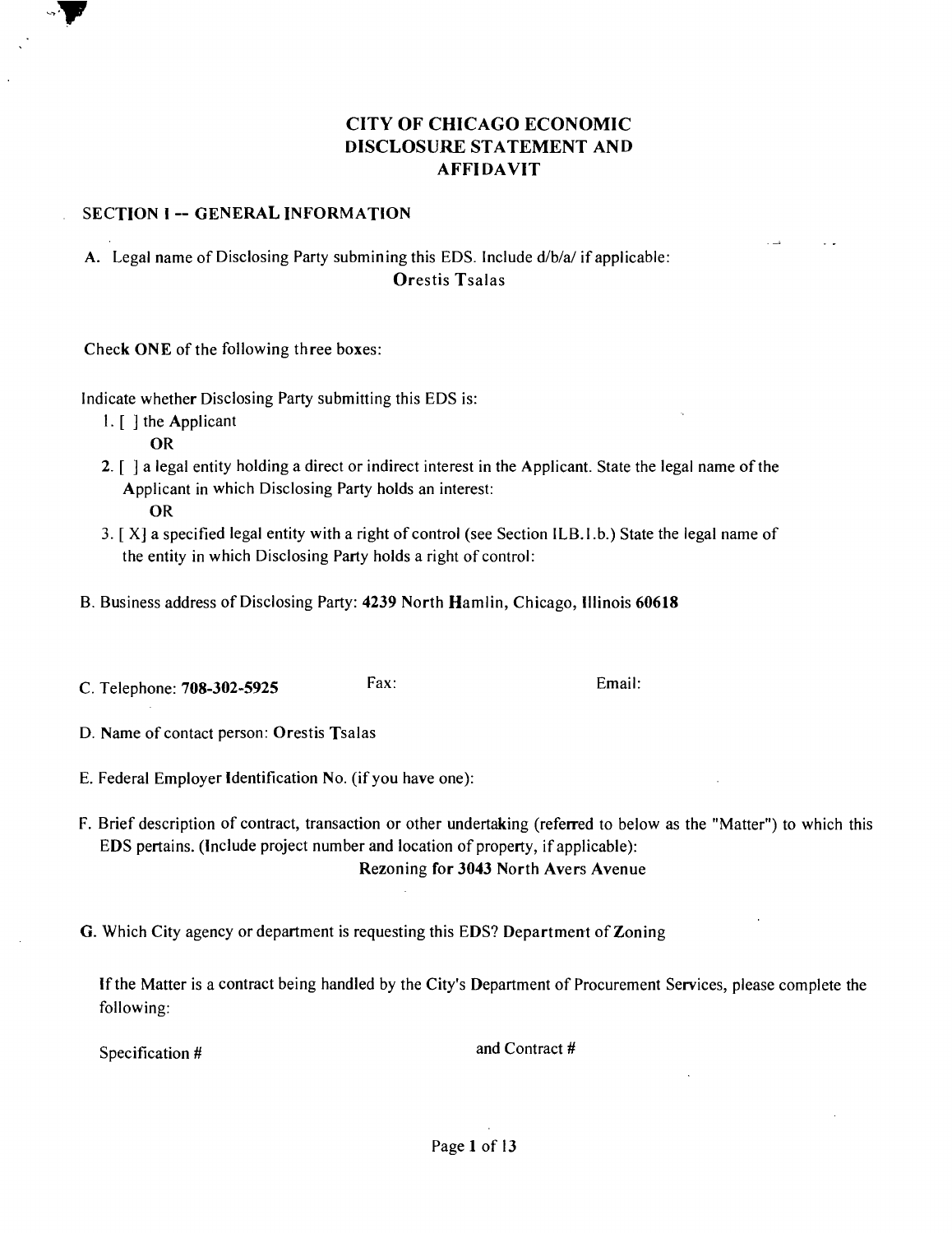# CITY OF CHICAGO ECONOMIC DISCLOSURE STATEMENT AND AFFIDAVIT

## SECTION I -- GENERAL INFORMATION

A. Legal name of Disclosing Party submining this EDS. Include d/b/a/ if applicable:
Orestis Tsalas

Check **ONE** of the following three boxes:

Indicate whether Disclosing Party submitting this EDS is:

1. [ ] the Applicant
   **OR**
2. [ ] a legal entity holding a direct or indirect interest in the Applicant. State the legal name of the Applicant in which Disclosing Party holds an interest:
   **OR**
3. [ X] a specified legal entity with a right of control (see Section ILB.l.b.) State the legal name of the entity in which Disclosing Party holds a right of control:

B. Business address of Disclosing Party: **4239 North Hamlin, Chicago, Illinois 60618**

C. Telephone: **708-302-5925** Fax: Email:

D. Name of contact person: Orestis Tsalas

E. Federal Employer Identification No. (if you have one):

F. Brief description of contract, transaction or other undertaking (referred to below as the "Matter") to which this EDS pertains. (Include project number and location of property, if applicable):
Rezoning for 3043 North Avers Avenue

G. Which City agency or department is requesting this EDS? Department of Zoning

If the Matter is a contract being handled by the City's Department of Procurement Services, please complete the following:

Specification # and Contract #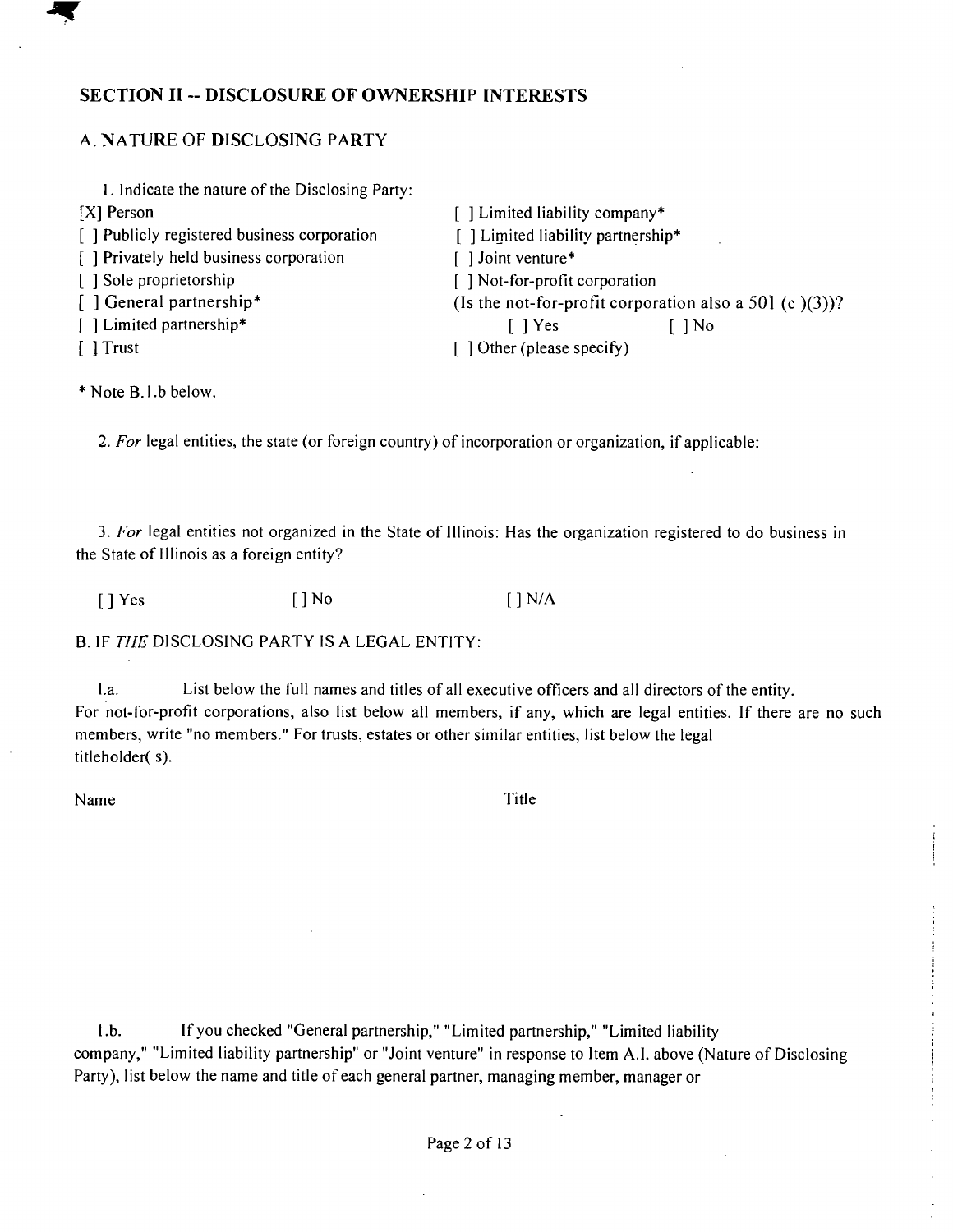## SECTION II -- DISCLOSURE OF OWNERSHIP INTERESTS

### A. NATURE OF DISCLOSING PARTY

1. Indicate the nature of the Disclosing Party:

[X] Person
[ ] Publicly registered business corporation
[ ] Privately held business corporation
[ ] Sole proprietorship
[ ] General partnership*
[ ] Limited partnership*
[ ] Trust
[ ] Limited liability company*
[ ] Limited liability partnership*
[ ] Joint venture*
[ ] Not-for-profit corporation
(Is the not-for-profit corporation also a 501 (c )(3))?
[ ] Yes [ ] No
[ ] Other (please specify)

* Note B.1.b below.

2. *For* legal entities, the state (or foreign country) of incorporation or organization, if applicable:

3. *For* legal entities not organized in the State of Illinois: Has the organization registered to do business in the State of Illinois as a foreign entity?

[ ] Yes [ ] No [ ] N/A

### B. IF *THE* DISCLOSING PARTY IS A LEGAL ENTITY:

1.a. List below the full names and titles of all executive officers and all directors of the entity. For not-for-profit corporations, also list below all members, if any, which are legal entities. If there are no such members, write "no members." For trusts, estates or other similar entities, list below the legal titleholder( s).

Name Title

1.b. If you checked "General partnership," "Limited partnership," "Limited liability company," "Limited liability partnership" or "Joint venture" in response to Item A.1. above (Nature of Disclosing Party), list below the name and title of each general partner, managing member, manager or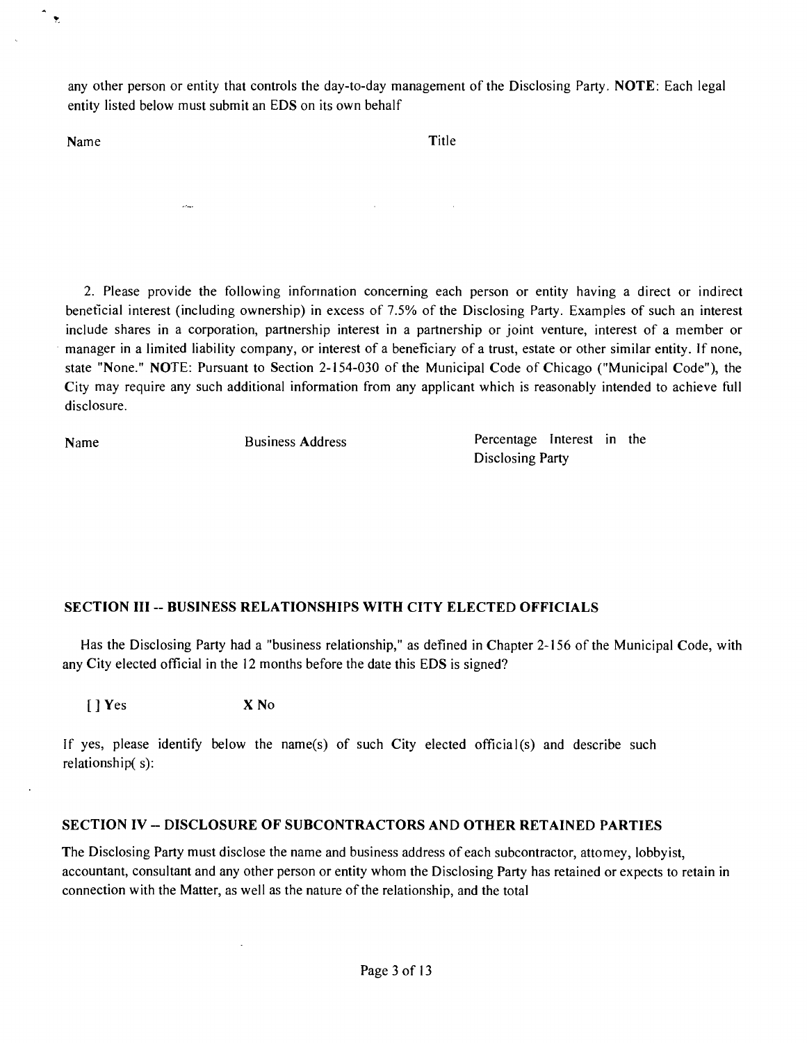any other person or entity that controls the day-to-day management of the Disclosing Party. **NOTE**: Each legal entity listed below must submit an EDS on its own behalf

| Name | Title |
| --- | --- |

2. Please provide the following information concerning each person or entity having a direct or indirect beneficial interest (including ownership) in excess of 7.5% of the Disclosing Party. Examples of such an interest include shares in a corporation, partnership interest in a partnership or joint venture, interest of a member or manager in a limited liability company, or interest of a beneficiary of a trust, estate or other similar entity. If none, state "None." **NOTE**: Pursuant to Section 2-154-030 of the Municipal Code of Chicago ("Municipal Code"), the City may require any such additional information from any applicant which is reasonably intended to achieve full disclosure.

| Name | Business Address | Percentage Interest in the Disclosing Party |
| --- | --- | --- |

## SECTION III -- BUSINESS RELATIONSHIPS WITH CITY ELECTED OFFICIALS

Has the Disclosing Party had a "business relationship," as defined in Chapter 2-156 of the Municipal Code, with any City elected official in the 12 months before the date this EDS is signed?

[ ] Yes X No

If yes, please identify below the name(s) of such City elected official(s) and describe such relationship( s):

## SECTION IV -- DISCLOSURE OF SUBCONTRACTORS AND OTHER RETAINED PARTIES

The Disclosing Party must disclose the name and business address of each subcontractor, attomey, lobbyist, accountant, consultant and any other person or entity whom the Disclosing Party has retained or expects to retain in connection with the Matter, as well as the nature of the relationship, and the total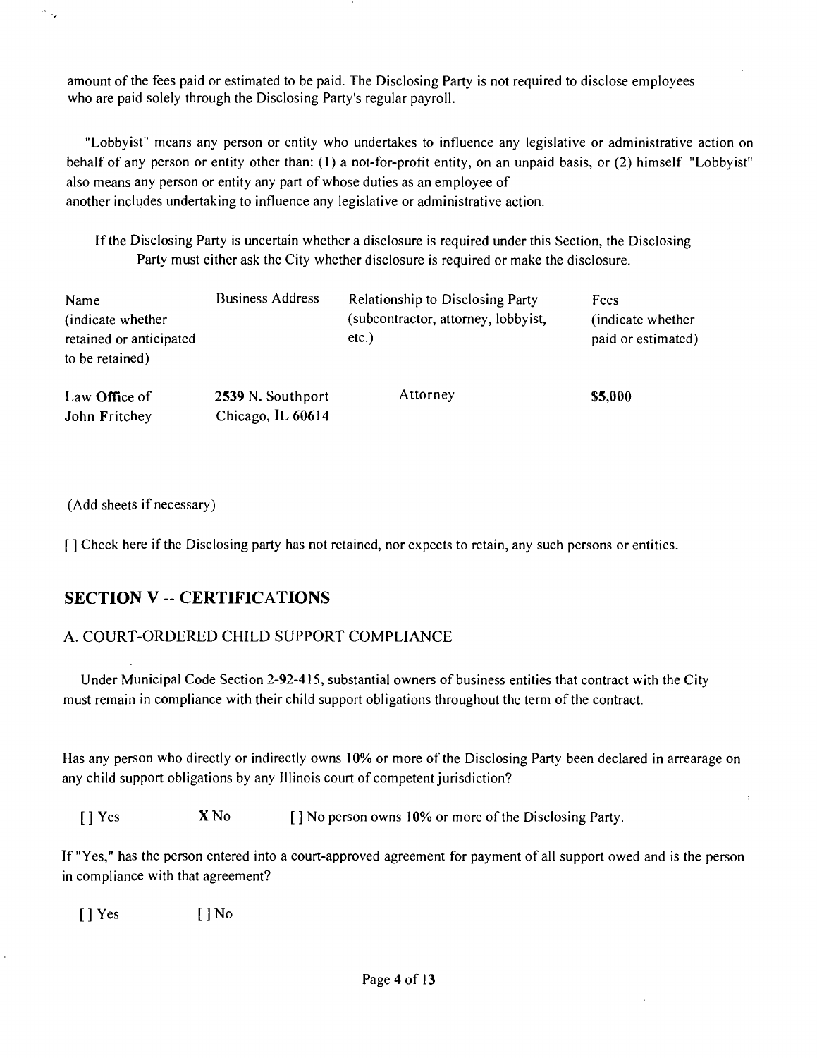amount of the fees paid or estimated to be paid. The Disclosing Party is not required to disclose employees who are paid solely through the Disclosing Party's regular payroll.

"Lobbyist" means any person or entity who undertakes to influence any legislative or administrative action on behalf of any person or entity other than: (1) a not-for-profit entity, on an unpaid basis, or (2) himself "Lobbyist" also means any person or entity any part of whose duties as an employee of another includes undertaking to influence any legislative or administrative action.

If the Disclosing Party is uncertain whether a disclosure is required under this Section, the Disclosing Party must either ask the City whether disclosure is required or make the disclosure.

| Name (indicate whether retained or anticipated to be retained) | Business Address | Relationship to Disclosing Party (subcontractor, attorney, lobbyist, etc.) | Fees (indicate whether paid or estimated) |
|---|---|---|---|
| Law Office of John Fritchey | 2539 N. Southport Chicago, IL 60614 | Attorney | $5,000 |

(Add sheets if necessary)

[ ] Check here if the Disclosing party has not retained, nor expects to retain, any such persons or entities.

## SECTION V -- CERTIFICATIONS

### A. COURT-ORDERED CHILD SUPPORT COMPLIANCE

Under Municipal Code Section 2-92-415, substantial owners of business entities that contract with the City must remain in compliance with their child support obligations throughout the term of the contract.

Has any person who directly or indirectly owns 10% or more of the Disclosing Party been declared in arrearage on any child support obligations by any Illinois court of competent jurisdiction?

[ ] Yes X No [ ] No person owns 10% or more of the Disclosing Party.

If "Yes," has the person entered into a court-approved agreement for payment of all support owed and is the person in compliance with that agreement?

[ ] Yes [ ] No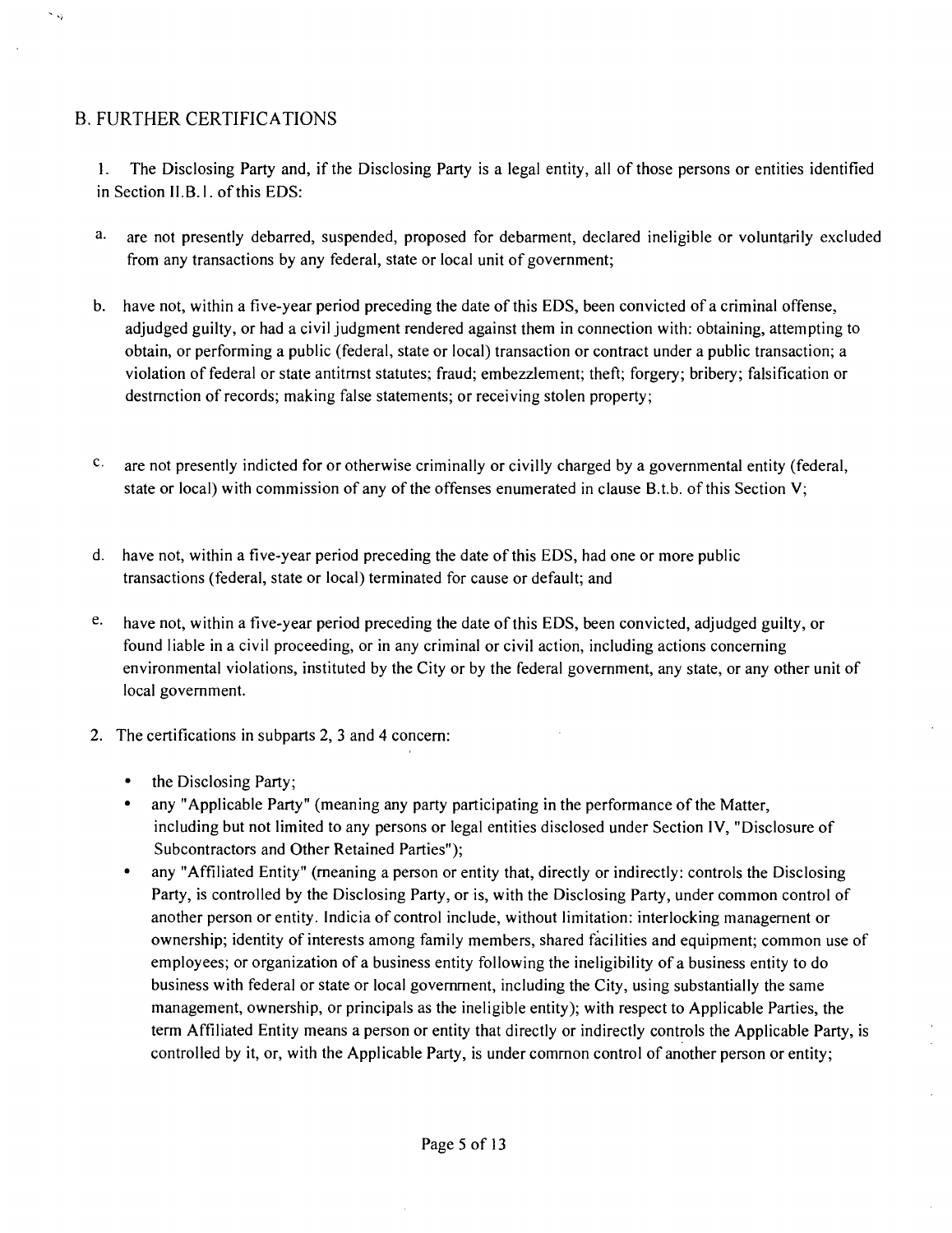## B. FURTHER CERTIFICATIONS

1. The Disclosing Party and, if the Disclosing Party is a legal entity, all of those persons or entities identified in Section II.B.1. of this EDS:

a. are not presently debarred, suspended, proposed for debarment, declared ineligible or voluntarily excluded from any transactions by any federal, state or local unit of government;

b. have not, within a five-year period preceding the date of this EDS, been convicted of a criminal offense, adjudged guilty, or had a civil judgment rendered against them in connection with: obtaining, attempting to obtain, or performing a public (federal, state or local) transaction or contract under a public transaction; a violation of federal or state antitrnst statutes; fraud; embezzlement; theft; forgery; bribery; falsification or destrnction of records; making false statements; or receiving stolen property;

c. are not presently indicted for or otherwise criminally or civilly charged by a governmental entity (federal, state or local) with commission of any of the offenses enumerated in clause B.t.b. of this Section V;

d. have not, within a five-year period preceding the date of this EDS, had one or more public transactions (federal, state or local) terminated for cause or default; and

e. have not, within a five-year period preceding the date of this EDS, been convicted, adjudged guilty, or found liable in a civil proceeding, or in any criminal or civil action, including actions concerning environmental violations, instituted by the City or by the federal government, any state, or any other unit of local government.

2. The certifications in subparts 2, 3 and 4 concern:

- the Disclosing Party;
- any "Applicable Party" (meaning any party participating in the performance of the Matter, including but not limited to any persons or legal entities disclosed under Section IV, "Disclosure of Subcontractors and Other Retained Parties");
- any "Affiliated Entity" (meaning a person or entity that, directly or indirectly: controls the Disclosing Party, is controlled by the Disclosing Party, or is, with the Disclosing Party, under common control of another person or entity. Indicia of control include, without limitation: interlocking management or ownership; identity of interests among family members, shared facilities and equipment; common use of employees; or organization of a business entity following the ineligibility of a business entity to do business with federal or state or local government, including the City, using substantially the same management, ownership, or principals as the ineligible entity); with respect to Applicable Parties, the term Affiliated Entity means a person or entity that directly or indirectly controls the Applicable Party, is controlled by it, or, with the Applicable Party, is under common control of another person or entity;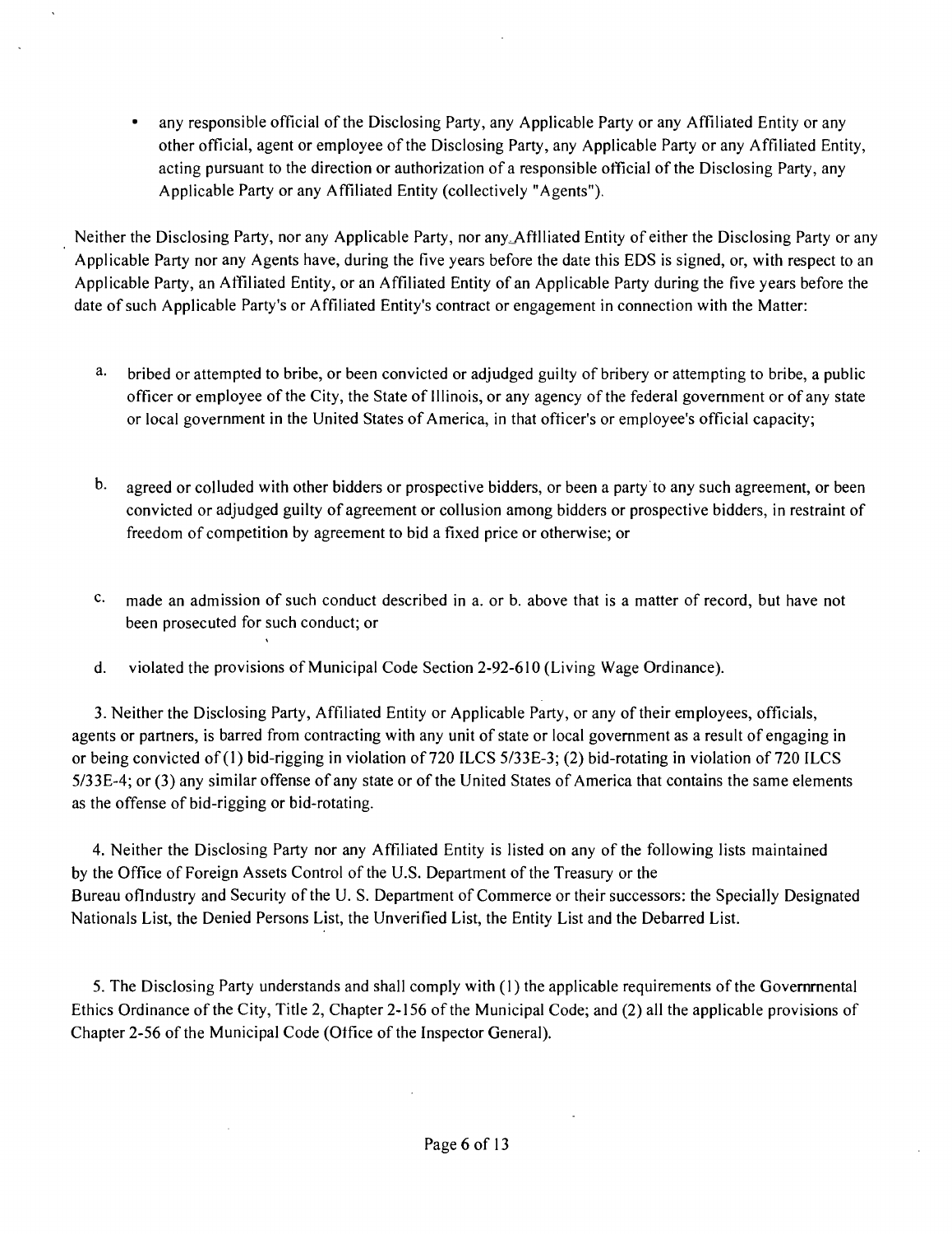- any responsible official of the Disclosing Party, any Applicable Party or any Affiliated Entity or any other official, agent or employee of the Disclosing Party, any Applicable Party or any Affiliated Entity, acting pursuant to the direction or authorization of a responsible official of the Disclosing Party, any Applicable Party or any Affiliated Entity (collectively "Agents").

Neither the Disclosing Party, nor any Applicable Party, nor any Affiliated Entity of either the Disclosing Party or any Applicable Party nor any Agents have, during the five years before the date this EDS is signed, or, with respect to an Applicable Party, an Affiliated Entity, or an Affiliated Entity of an Applicable Party during the five years before the date of such Applicable Party's or Affiliated Entity's contract or engagement in connection with the Matter:

a. bribed or attempted to bribe, or been convicted or adjudged guilty of bribery or attempting to bribe, a public officer or employee of the City, the State of Illinois, or any agency of the federal government or of any state or local government in the United States of America, in that officer's or employee's official capacity;

b. agreed or colluded with other bidders or prospective bidders, or been a party to any such agreement, or been convicted or adjudged guilty of agreement or collusion among bidders or prospective bidders, in restraint of freedom of competition by agreement to bid a fixed price or otherwise; or

c. made an admission of such conduct described in a. or b. above that is a matter of record, but have not been prosecuted for such conduct; or

d. violated the provisions of Municipal Code Section 2-92-610 (Living Wage Ordinance).

3. Neither the Disclosing Party, Affiliated Entity or Applicable Party, or any of their employees, officials, agents or partners, is barred from contracting with any unit of state or local government as a result of engaging in or being convicted of (1) bid-rigging in violation of 720 ILCS 5/33E-3; (2) bid-rotating in violation of 720 ILCS 5/33E-4; or (3) any similar offense of any state or of the United States of America that contains the same elements as the offense of bid-rigging or bid-rotating.

4. Neither the Disclosing Party nor any Affiliated Entity is listed on any of the following lists maintained by the Office of Foreign Assets Control of the U.S. Department of the Treasury or the Bureau of Industry and Security of the U. S. Department of Commerce or their successors: the Specially Designated Nationals List, the Denied Persons List, the Unverified List, the Entity List and the Debarred List.

5. The Disclosing Party understands and shall comply with (1) the applicable requirements of the Governmental Ethics Ordinance of the City, Title 2, Chapter 2-156 of the Municipal Code; and (2) all the applicable provisions of Chapter 2-56 of the Municipal Code (Office of the Inspector General).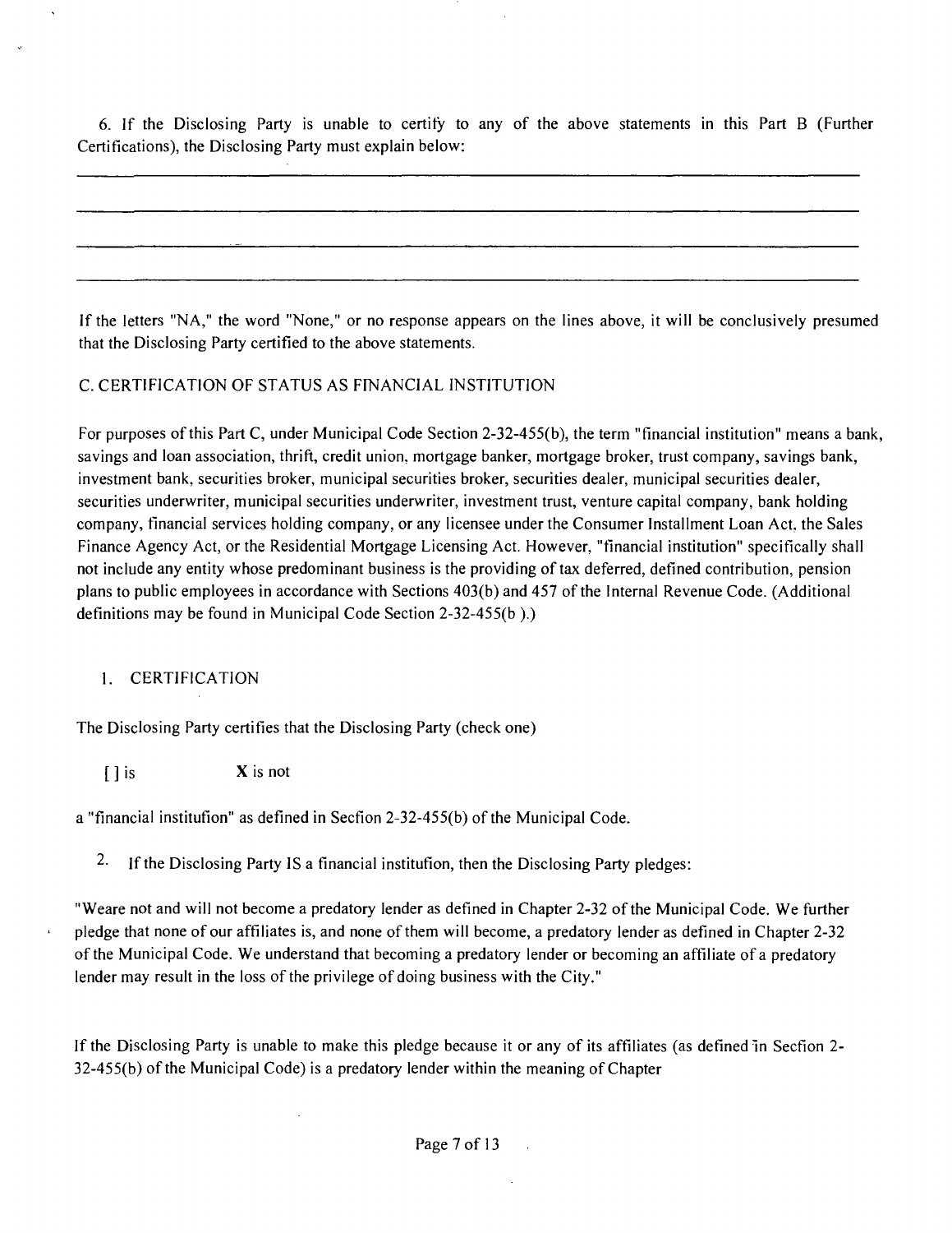6. If the Disclosing Party is unable to certify to any of the above statements in this Part B (Further Certifications), the Disclosing Party must explain below:

_______________________________________________________________________________

_______________________________________________________________________________

_______________________________________________________________________________

_______________________________________________________________________________

If the letters "NA," the word "None," or no response appears on the lines above, it will be conclusively presumed that the Disclosing Party certified to the above statements.

C. CERTIFICATION OF STATUS AS FINANCIAL INSTITUTION

For purposes of this Part C, under Municipal Code Section 2-32-455(b), the term "financial institution" means a bank, savings and loan association, thrift, credit union, mortgage banker, mortgage broker, trust company, savings bank, investment bank, securities broker, municipal securities broker, securities dealer, municipal securities dealer, securities underwriter, municipal securities underwriter, investment trust, venture capital company, bank holding company, financial services holding company, or any licensee under the Consumer Installment Loan Act, the Sales Finance Agency Act, or the Residential Mortgage Licensing Act. However, "financial institution" specifically shall not include any entity whose predominant business is the providing of tax deferred, defined contribution, pension plans to public employees in accordance with Sections 403(b) and 457 of the Internal Revenue Code. (Additional definitions may be found in Municipal Code Section 2-32-455(b ).)

1. CERTIFICATION

The Disclosing Party certifies that the Disclosing Party (check one)

[ ] is **X** is not

a "financial institufion" as defined in Secfion 2-32-455(b) of the Municipal Code.

2. If the Disclosing Party IS a financial institufion, then the Disclosing Party pledges:

"Weare not and will not become a predatory lender as defined in Chapter 2-32 of the Municipal Code. We further pledge that none of our affiliates is, and none of them will become, a predatory lender as defined in Chapter 2-32 of the Municipal Code. We understand that becoming a predatory lender or becoming an affiliate of a predatory lender may result in the loss of the privilege of doing business with the City."

If the Disclosing Party is unable to make this pledge because it or any of its affiliates (as defined in Secfion 2-32-455(b) of the Municipal Code) is a predatory lender within the meaning of Chapter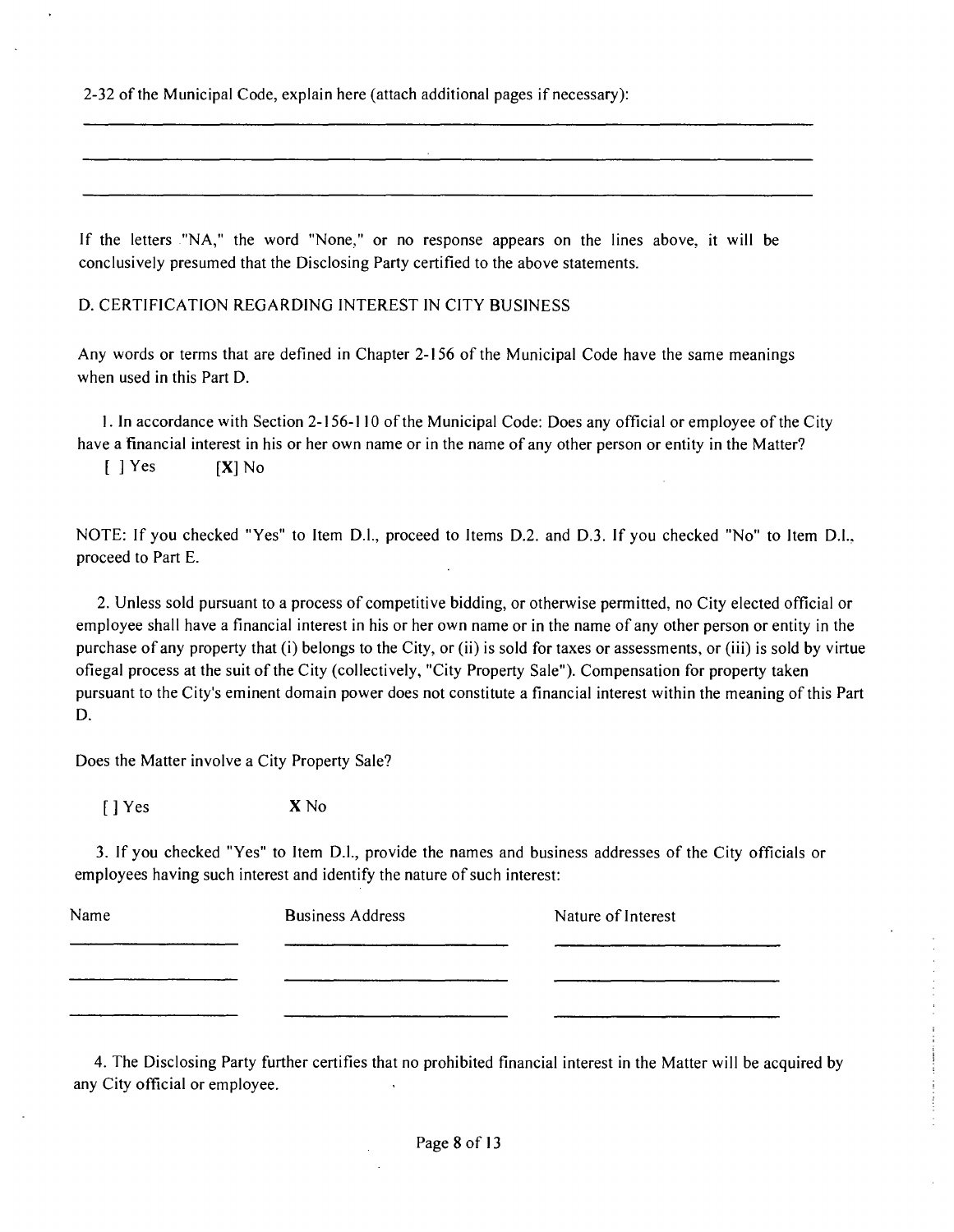2-32 of the Municipal Code, explain here (attach additional pages if necessary):

___

___

___

If the letters "NA," the word "None," or no response appears on the lines above, it will be conclusively presumed that the Disclosing Party certified to the above statements.

D. CERTIFICATION REGARDING INTEREST IN CITY BUSINESS

Any words or terms that are defined in Chapter 2-156 of the Municipal Code have the same meanings when used in this Part D.

1. In accordance with Section 2-156-110 of the Municipal Code: Does any official or employee of the City have a financial interest in his or her own name or in the name of any other person or entity in the Matter?

[ ] Yes [X] No

NOTE: If you checked "Yes" to Item D.l., proceed to Items D.2. and D.3. If you checked "No" to Item D.l., proceed to Part E.

2. Unless sold pursuant to a process of competitive bidding, or otherwise permitted, no City elected official or employee shall have a financial interest in his or her own name or in the name of any other person or entity in the purchase of any property that (i) belongs to the City, or (ii) is sold for taxes or assessments, or (iii) is sold by virtue ofiegal process at the suit of the City (collectively, "City Property Sale"). Compensation for property taken pursuant to the City's eminent domain power does not constitute a financial interest within the meaning of this Part D.

Does the Matter involve a City Property Sale?

[ ] Yes X No

3. If you checked "Yes" to Item D.l., provide the names and business addresses of the City officials or employees having such interest and identify the nature of such interest:

| Name | Business Address | Nature of Interest |
| --- | --- | --- |
| | | |
| | | |
| | | |

4. The Disclosing Party further certifies that no prohibited financial interest in the Matter will be acquired by any City official or employee.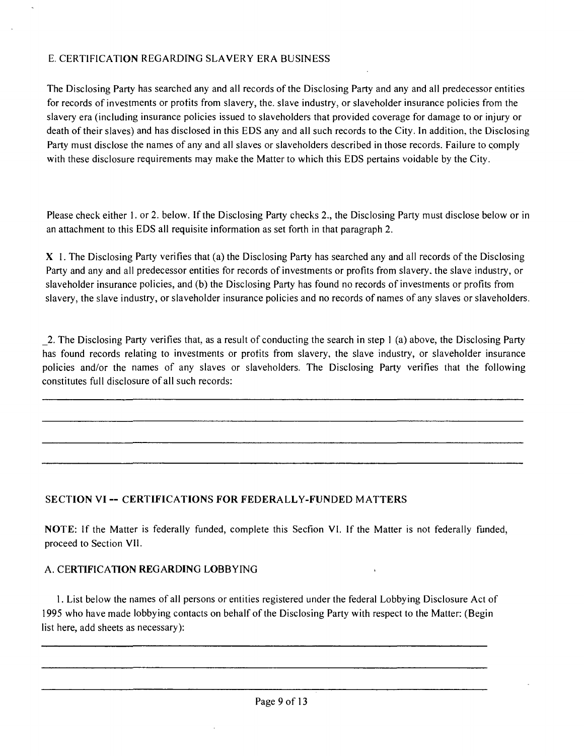E. CERTIFICATION REGARDING SLAVERY ERA BUSINESS

The Disclosing Party has searched any and all records of the Disclosing Party and any and all predecessor entities for records of investments or profits from slavery, the. slave industry, or slaveholder insurance policies from the slavery era (including insurance policies issued to slaveholders that provided coverage for damage to or injury or death of their slaves) and has disclosed in this EDS any and all such records to the City. In addition, the Disclosing Party must disclose the names of any and all slaves or slaveholders described in those records. Failure to comply with these disclosure requirements may make the Matter to which this EDS pertains voidable by the City.

Please check either 1. or 2. below. If the Disclosing Party checks 2., the Disclosing Party must disclose below or in an attachment to this EDS all requisite information as set forth in that paragraph 2.

**X** 1. The Disclosing Party verifies that (a) the Disclosing Party has searched any and all records of the Disclosing Party and any and all predecessor entities for records of investments or profits from slavery, the slave industry, or slaveholder insurance policies, and (b) the Disclosing Party has found no records of investments or profits from slavery, the slave industry, or slaveholder insurance policies and no records of names of any slaves or slaveholders.

_2. The Disclosing Party verifies that, as a result of conducting the search in step 1 (a) above, the Disclosing Party has found records relating to investments or profits from slavery, the slave industry, or slaveholder insurance policies and/or the names of any slaves or slaveholders. The Disclosing Party verifies that the following constitutes full disclosure of all such records:

________________________________________________________________________

________________________________________________________________________

________________________________________________________________________

________________________________________________________________________

## SECTION VI -- CERTIFICATIONS FOR FEDERALLY-FUNDED MATTERS

**NOTE**: If the Matter is federally funded, complete this Secfion VI. If the Matter is not federally funded, proceed to Section VII.

### A. CERTIFICATION REGARDING LOBBYING

1. List below the names of all persons or entities registered under the federal Lobbying Disclosure Act of 1995 who have made lobbying contacts on behalf of the Disclosing Party with respect to the Matter: (Begin list here, add sheets as necessary):

________________________________________________________________________

________________________________________________________________________

________________________________________________________________________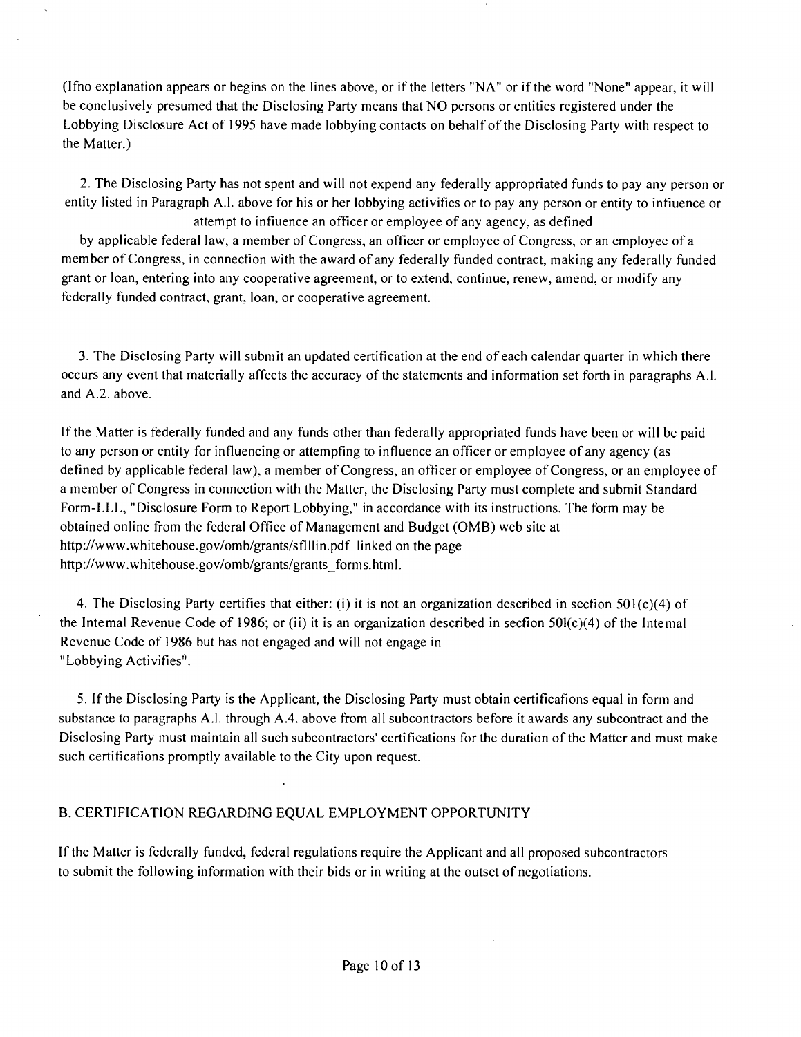(If no explanation appears or begins on the lines above, or if the letters "NA" or if the word "None" appear, it will be conclusively presumed that the Disclosing Party means that NO persons or entities registered under the Lobbying Disclosure Act of 1995 have made lobbying contacts on behalf of the Disclosing Party with respect to the Matter.)

2. The Disclosing Party has not spent and will not expend any federally appropriated funds to pay any person or entity listed in Paragraph A.1. above for his or her lobbying activities or to pay any person or entity to influence or attempt to influence an officer or employee of any agency, as defined by applicable federal law, a member of Congress, an officer or employee of Congress, or an employee of a member of Congress, in connection with the award of any federally funded contract, making any federally funded grant or loan, entering into any cooperative agreement, or to extend, continue, renew, amend, or modify any federally funded contract, grant, loan, or cooperative agreement.

3. The Disclosing Party will submit an updated certification at the end of each calendar quarter in which there occurs any event that materially affects the accuracy of the statements and information set forth in paragraphs A.1. and A.2. above.

If the Matter is federally funded and any funds other than federally appropriated funds have been or will be paid to any person or entity for influencing or attempting to influence an officer or employee of any agency (as defined by applicable federal law), a member of Congress, an officer or employee of Congress, or an employee of a member of Congress in connection with the Matter, the Disclosing Party must complete and submit Standard Form-LLL, "Disclosure Form to Report Lobbying," in accordance with its instructions. The form may be obtained online from the federal Office of Management and Budget (OMB) web site at http://www.whitehouse.gov/omb/grants/sflllin.pdf linked on the page http://www.whitehouse.gov/omb/grants/grants_forms.html.

4. The Disclosing Party certifies that either: (i) it is not an organization described in section 501(c)(4) of the Internal Revenue Code of 1986; or (ii) it is an organization described in section 501(c)(4) of the Internal Revenue Code of 1986 but has not engaged and will not engage in "Lobbying Activities".

5. If the Disclosing Party is the Applicant, the Disclosing Party must obtain certifications equal in form and substance to paragraphs A.1. through A.4. above from all subcontractors before it awards any subcontract and the Disclosing Party must maintain all such subcontractors' certifications for the duration of the Matter and must make such certifications promptly available to the City upon request.

B. CERTIFICATION REGARDING EQUAL EMPLOYMENT OPPORTUNITY

If the Matter is federally funded, federal regulations require the Applicant and all proposed subcontractors to submit the following information with their bids or in writing at the outset of negotiations.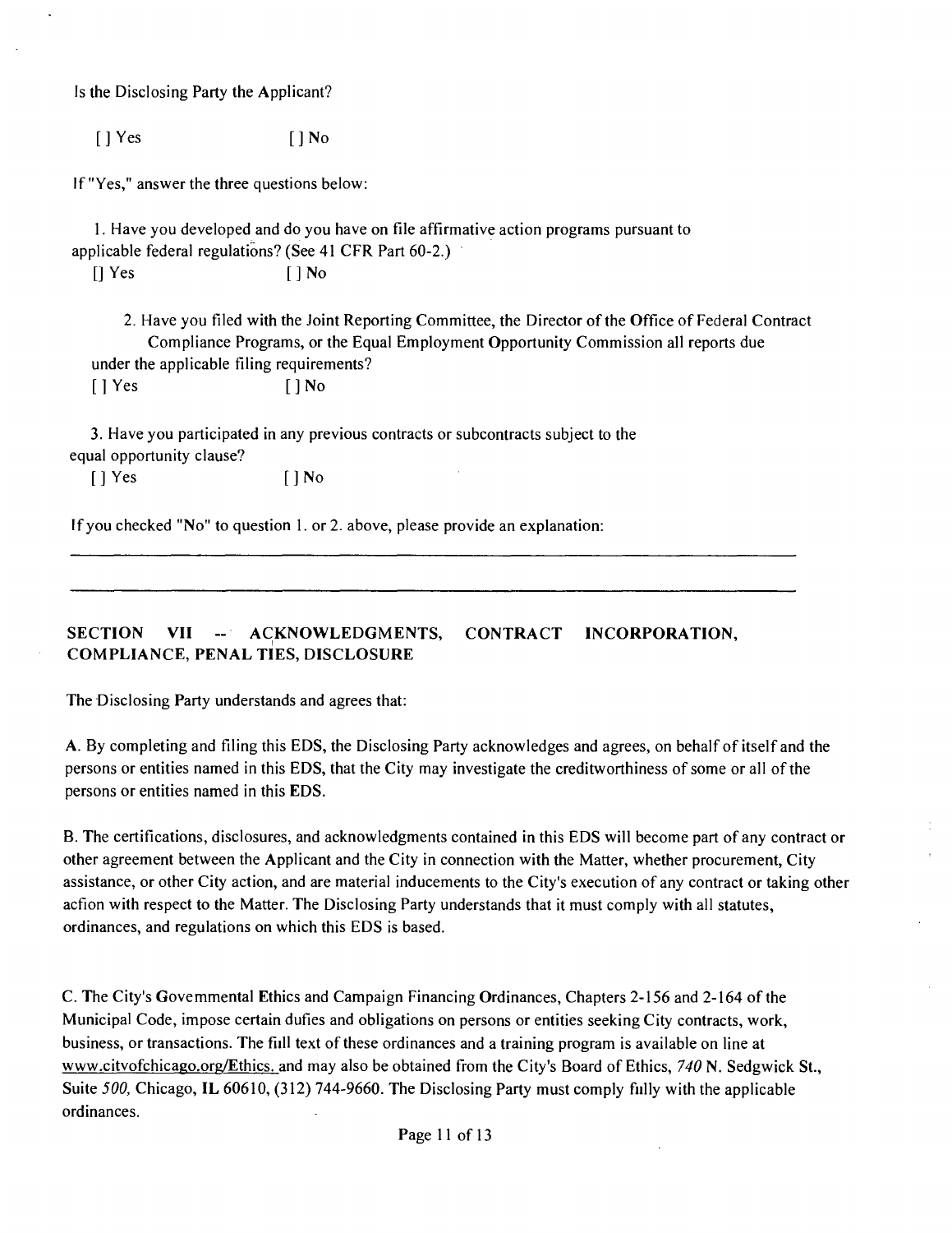Is the Disclosing Party the Applicant?

[ ] Yes [ ] No

If "Yes," answer the three questions below:

1. Have you developed and do you have on file affirmative action programs pursuant to applicable federal regulations? (See 41 CFR Part 60-2.)

[] Yes [ ] No

2. Have you filed with the Joint Reporting Committee, the Director of the Office of Federal Contract Compliance Programs, or the Equal Employment Opportunity Commission all reports due under the applicable filing requirements?

[ ] Yes [ ] No

3. Have you participated in any previous contracts or subcontracts subject to the equal opportunity clause?

[ ] Yes [ ] No

If you checked "No" to question 1. or 2. above, please provide an explanation:

______________________________________________________________________________

______________________________________________________________________________

## SECTION VII -- ACKNOWLEDGMENTS, CONTRACT INCORPORATION, COMPLIANCE, PENALTIES, DISCLOSURE

The Disclosing Party understands and agrees that:

A. By completing and filing this EDS, the Disclosing Party acknowledges and agrees, on behalf of itself and the persons or entities named in this EDS, that the City may investigate the creditworthiness of some or all of the persons or entities named in this EDS.

B. The certifications, disclosures, and acknowledgments contained in this EDS will become part of any contract or other agreement between the Applicant and the City in connection with the Matter, whether procurement, City assistance, or other City action, and are material inducements to the City's execution of any contract or taking other acfion with respect to the Matter. The Disclosing Party understands that it must comply with all statutes, ordinances, and regulations on which this EDS is based.

C. The City's Govemmental Ethics and Campaign Financing Ordinances, Chapters 2-156 and 2-164 of the Municipal Code, impose certain dufies and obligations on persons or entities seeking City contracts, work, business, or transactions. The fiill text of these ordinances and a training program is available on line at www.citvofchicago.org/Ethics. and may also be obtained from the City's Board of Ethics, 740 N. Sedgwick St., Suite 500, Chicago, IL 60610, (312) 744-9660. The Disclosing Party must comply fiilly with the applicable ordinances.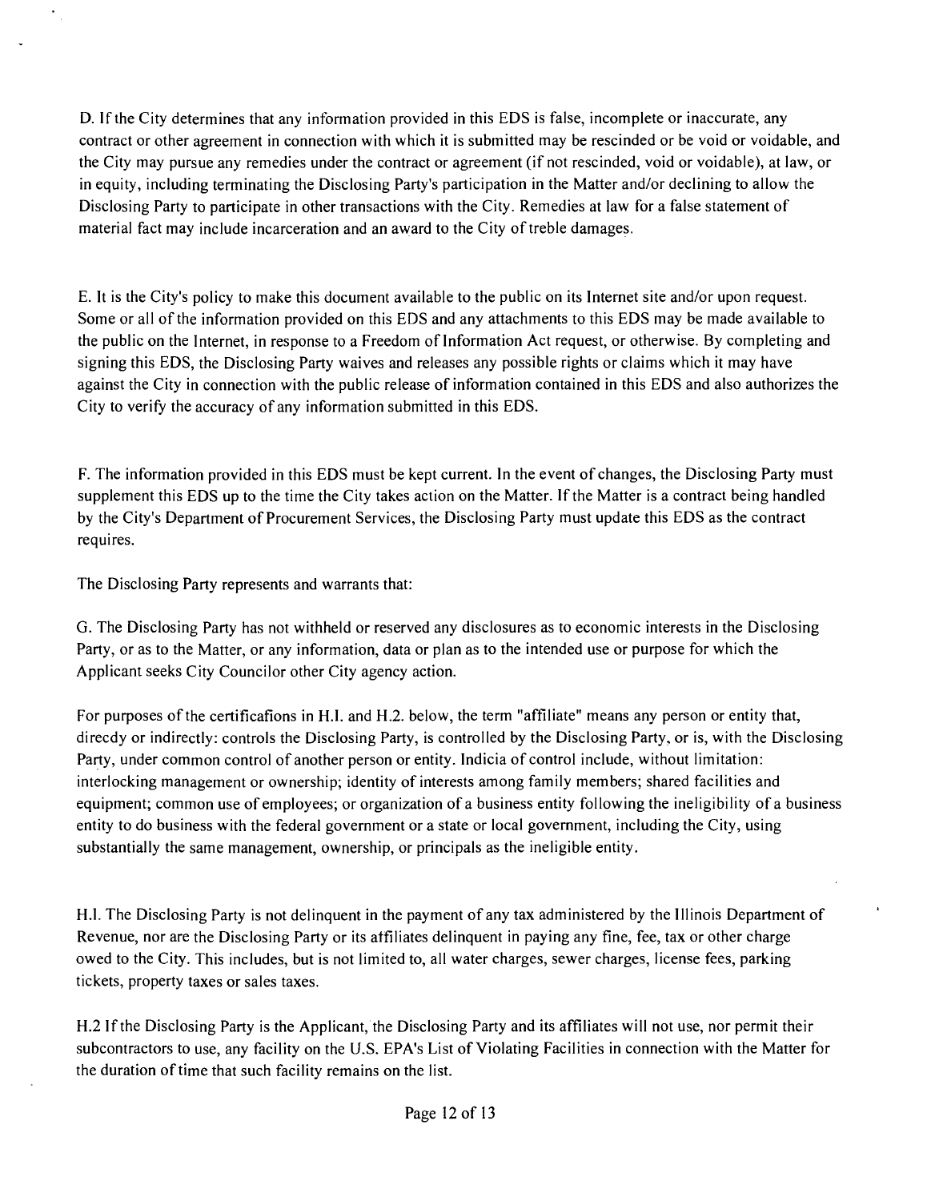D. If the City determines that any information provided in this EDS is false, incomplete or inaccurate, any contract or other agreement in connection with which it is submitted may be rescinded or be void or voidable, and the City may pursue any remedies under the contract or agreement (if not rescinded, void or voidable), at law, or in equity, including terminating the Disclosing Party's participation in the Matter and/or declining to allow the Disclosing Party to participate in other transactions with the City. Remedies at law for a false statement of material fact may include incarceration and an award to the City of treble damages.

E. It is the City's policy to make this document available to the public on its Internet site and/or upon request. Some or all of the information provided on this EDS and any attachments to this EDS may be made available to the public on the Internet, in response to a Freedom of Information Act request, or otherwise. By completing and signing this EDS, the Disclosing Party waives and releases any possible rights or claims which it may have against the City in connection with the public release of information contained in this EDS and also authorizes the City to verify the accuracy of any information submitted in this EDS.

F. The information provided in this EDS must be kept current. In the event of changes, the Disclosing Party must supplement this EDS up to the time the City takes action on the Matter. If the Matter is a contract being handled by the City's Department of Procurement Services, the Disclosing Party must update this EDS as the contract requires.

The Disclosing Party represents and warrants that:

G. The Disclosing Party has not withheld or reserved any disclosures as to economic interests in the Disclosing Party, or as to the Matter, or any information, data or plan as to the intended use or purpose for which the Applicant seeks City Councilor other City agency action.

For purposes of the certificafions in H.I. and H.2. below, the term "affiliate" means any person or entity that, direcdy or indirectly: controls the Disclosing Party, is controlled by the Disclosing Party, or is, with the Disclosing Party, under common control of another person or entity. Indicia of control include, without limitation: interlocking management or ownership; identity of interests among family members; shared facilities and equipment; common use of employees; or organization of a business entity following the ineligibility of a business entity to do business with the federal government or a state or local government, including the City, using substantially the same management, ownership, or principals as the ineligible entity.

H.I. The Disclosing Party is not delinquent in the payment of any tax administered by the Illinois Department of Revenue, nor are the Disclosing Party or its affiliates delinquent in paying any fine, fee, tax or other charge owed to the City. This includes, but is not limited to, all water charges, sewer charges, license fees, parking tickets, property taxes or sales taxes.

H.2 If the Disclosing Party is the Applicant, the Disclosing Party and its affiliates will not use, nor permit their subcontractors to use, any facility on the U.S. EPA's List of Violating Facilities in connection with the Matter for the duration of time that such facility remains on the list.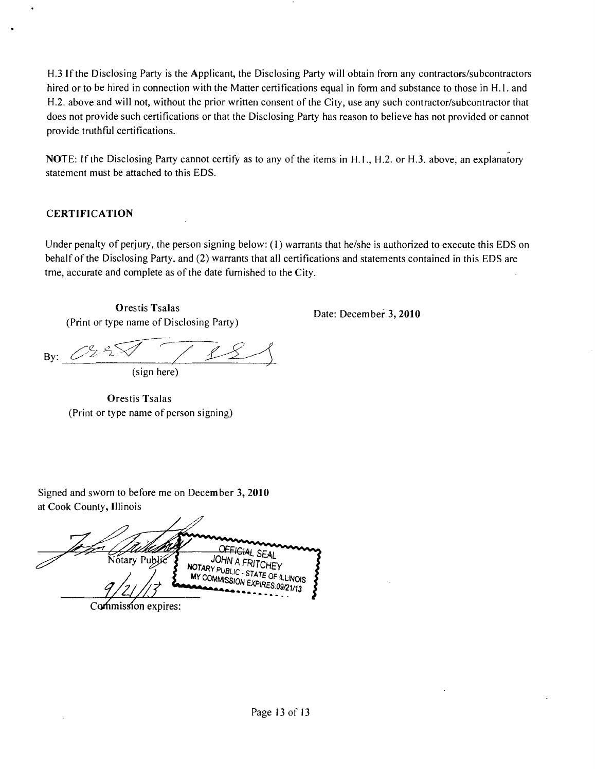H.3 If the Disclosing Party is the Applicant, the Disclosing Party will obtain from any contractors/subcontractors hired or to be hired in connection with the Matter certifications equal in form and substance to those in H.1. and H.2. above and will not, without the prior written consent of the City, use any such contractor/subcontractor that does not provide such certifications or that the Disclosing Party has reason to believe has not provided or cannot provide truthful certifications.

NOTE: If the Disclosing Party cannot certify as to any of the items in H.1., H.2. or H.3. above, an explanatory statement must be attached to this EDS.

## CERTIFICATION

Under penalty of perjury, the person signing below: (1) warrants that he/she is authorized to execute this EDS on behalf of the Disclosing Party, and (2) warrants that all certifications and statements contained in this EDS are tme, accurate and complete as of the date furnished to the City.

Orestis Tsalas
(Print or type name of Disclosing Party)

Date: December 3, 2010

By: ______________________
(sign here)

Orestis Tsalas
(Print or type name of person signing)

Signed and swom to before me on December 3, 2010
at Cook County, Illinois

______________________ Notary Public

OFFICIAL SEAL
JOHN A FRITCHEY
NOTARY PUBLIC - STATE OF ILLINOIS
MY COMMISSION EXPIRES:09/21/13

9/21/13
Commission expires: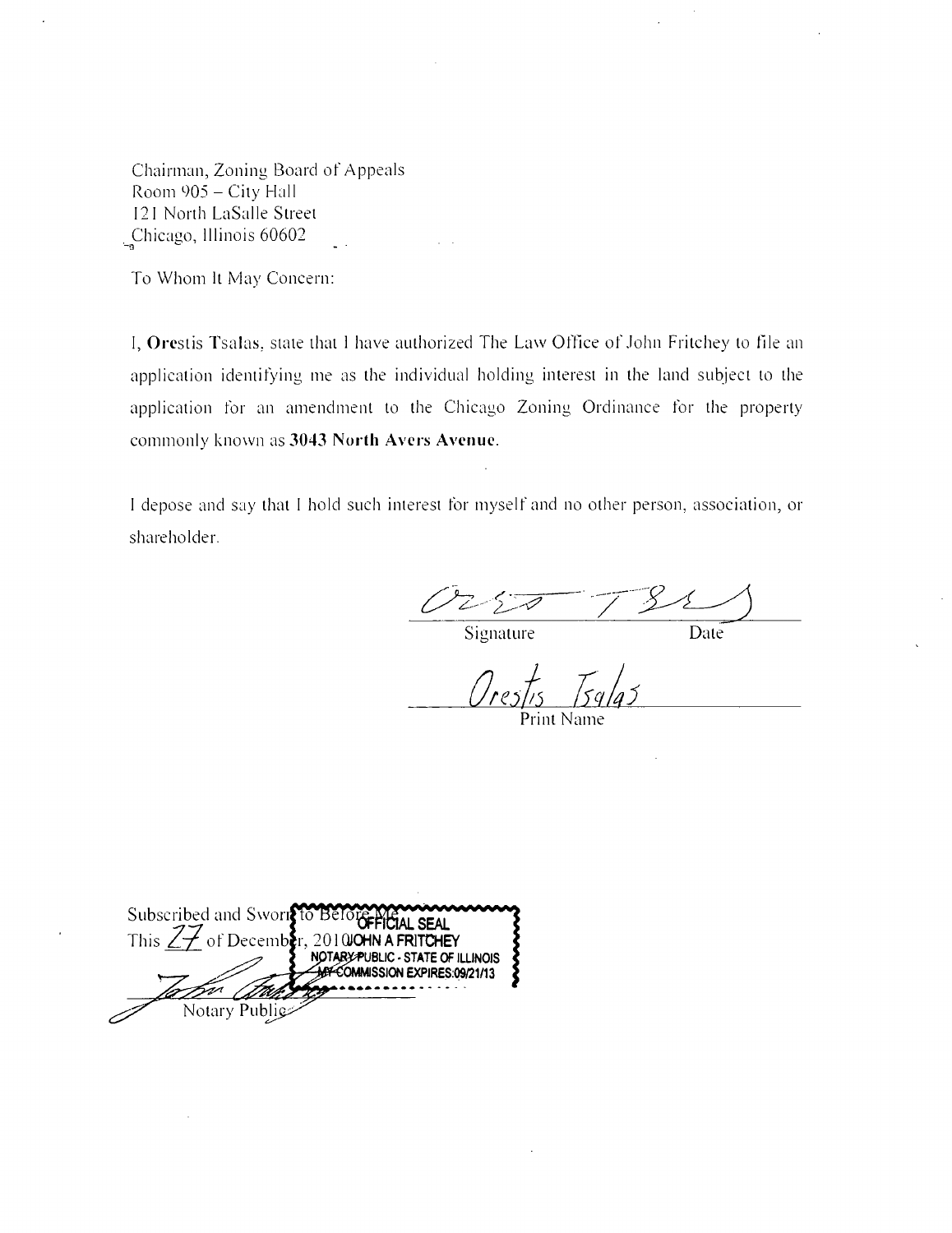Chairman, Zoning Board of Appeals
Room 905 – City Hall
121 North LaSalle Street
Chicago, Illinois 60602

To Whom It May Concern:

I, **Orestis Tsalas**, state that I have authorized The Law Office of John Fritchey to file an application identifying me as the individual holding interest in the land subject to the application for an amendment to the Chicago Zoning Ordinance for the property commonly known as **3043 North Avers Avenue**.

I depose and say that I hold such interest for myself and no other person, association, or shareholder.

Signature Date

Orestis Tsalas
Print Name

Subscribed and Sworn to Before Me
This 27 of December, 2010

Notary Public

OFFICIAL SEAL
JOHN A FRITCHEY
NOTARY PUBLIC - STATE OF ILLINOIS
MY COMMISSION EXPIRES:09/21/13